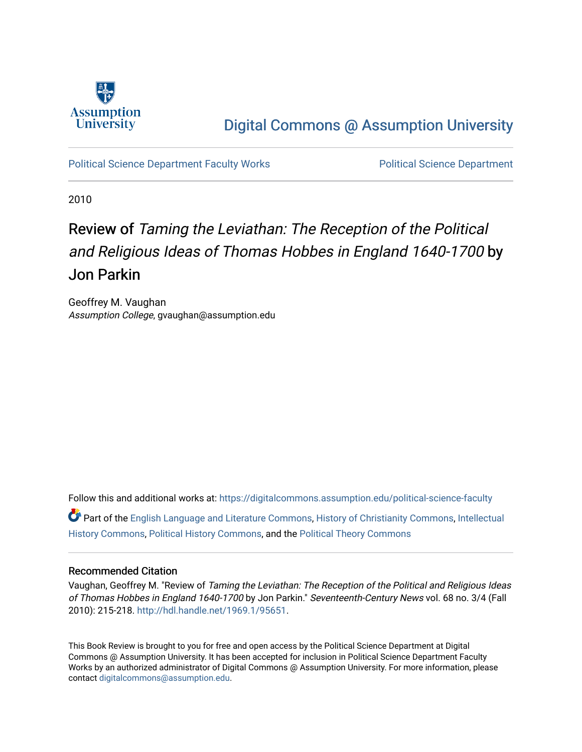Assumption University

Digital Commons @ Assumption University

Political Science Department Faculty Works | Political Science Department

2010

# Review of *Taming the Leviathan: The Reception of the Political and Religious Ideas of Thomas Hobbes in England 1640-1700* by Jon Parkin

Geoffrey M. Vaughan
*Assumption College*, gvaughan@assumption.edu

Follow this and additional works at: https://digitalcommons.assumption.edu/political-science-faculty

Part of the English Language and Literature Commons, History of Christianity Commons, Intellectual History Commons, Political History Commons, and the Political Theory Commons

## Recommended Citation

Vaughan, Geoffrey M. "Review of *Taming the Leviathan: The Reception of the Political and Religious Ideas of Thomas Hobbes in England 1640-1700* by Jon Parkin." *Seventeenth-Century News* vol. 68 no. 3/4 (Fall 2010): 215-218. http://hdl.handle.net/1969.1/95651.

This Book Review is brought to you for free and open access by the Political Science Department at Digital Commons @ Assumption University. It has been accepted for inclusion in Political Science Department Faculty Works by an authorized administrator of Digital Commons @ Assumption University. For more information, please contact digitalcommons@assumption.edu.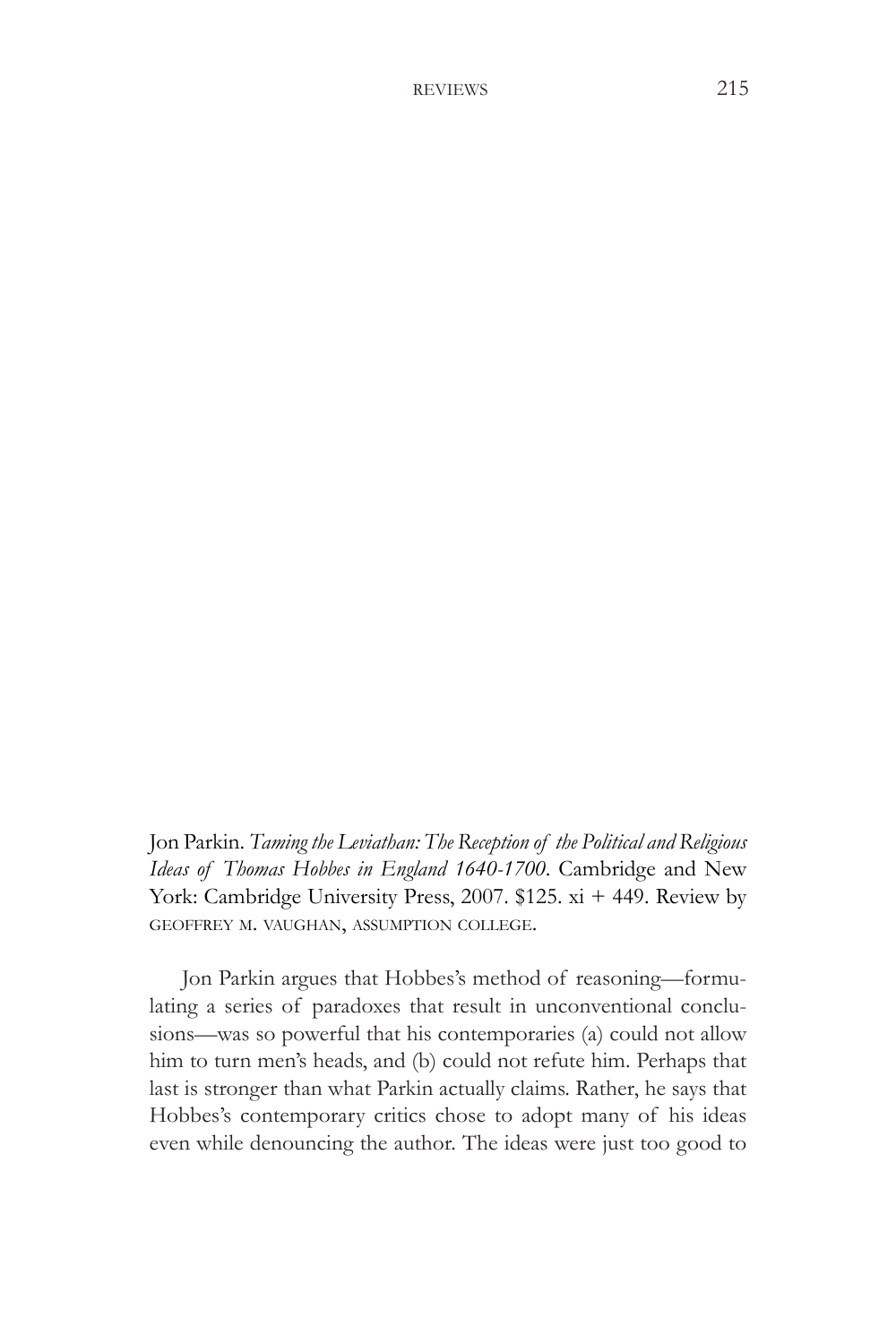Jon Parkin. *Taming the Leviathan: The Reception of the Political and Religious Ideas of Thomas Hobbes in England 1640-1700*. Cambridge and New York: Cambridge University Press, 2007. $125. xi + 449. Review by GEOFFREY M. VAUGHAN, ASSUMPTION COLLEGE.

Jon Parkin argues that Hobbes's method of reasoning—formulating a series of paradoxes that result in unconventional conclusions—was so powerful that his contemporaries (a) could not allow him to turn men's heads, and (b) could not refute him. Perhaps that last is stronger than what Parkin actually claims. Rather, he says that Hobbes's contemporary critics chose to adopt many of his ideas even while denouncing the author. The ideas were just too good to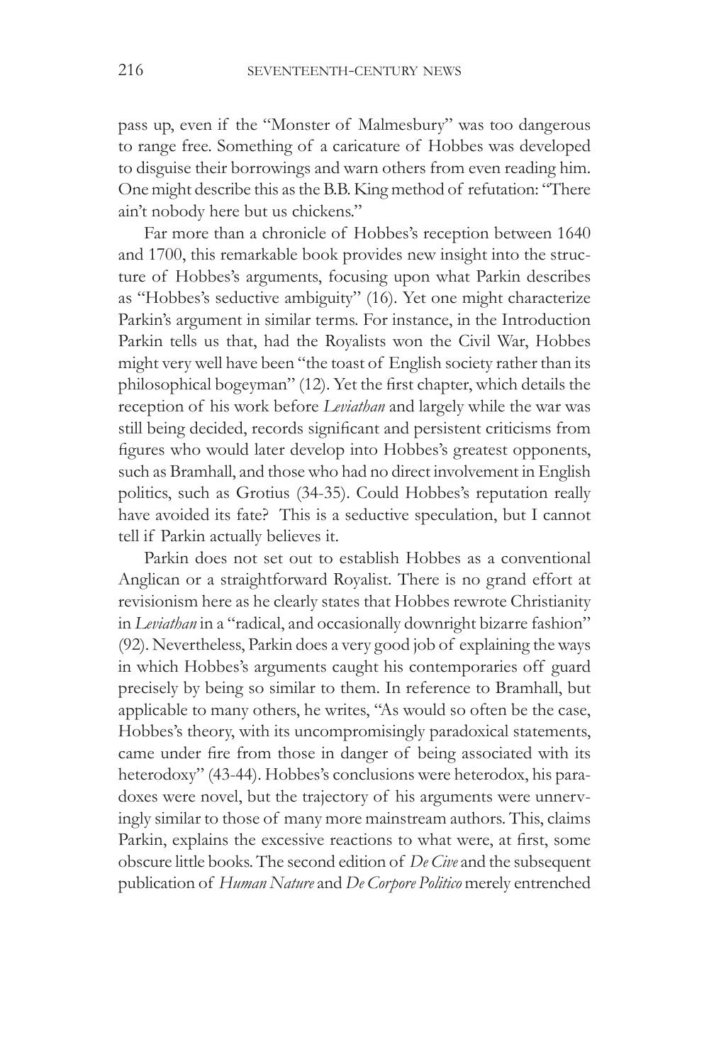pass up, even if the "Monster of Malmesbury" was too dangerous to range free. Something of a caricature of Hobbes was developed to disguise their borrowings and warn others from even reading him. One might describe this as the B.B. King method of refutation: "There ain't nobody here but us chickens."

Far more than a chronicle of Hobbes's reception between 1640 and 1700, this remarkable book provides new insight into the structure of Hobbes's arguments, focusing upon what Parkin describes as "Hobbes's seductive ambiguity" (16). Yet one might characterize Parkin's argument in similar terms. For instance, in the Introduction Parkin tells us that, had the Royalists won the Civil War, Hobbes might very well have been "the toast of English society rather than its philosophical bogeyman" (12). Yet the first chapter, which details the reception of his work before *Leviathan* and largely while the war was still being decided, records significant and persistent criticisms from figures who would later develop into Hobbes's greatest opponents, such as Bramhall, and those who had no direct involvement in English politics, such as Grotius (34-35). Could Hobbes's reputation really have avoided its fate? This is a seductive speculation, but I cannot tell if Parkin actually believes it.

Parkin does not set out to establish Hobbes as a conventional Anglican or a straightforward Royalist. There is no grand effort at revisionism here as he clearly states that Hobbes rewrote Christianity in *Leviathan* in a "radical, and occasionally downright bizarre fashion" (92). Nevertheless, Parkin does a very good job of explaining the ways in which Hobbes's arguments caught his contemporaries off guard precisely by being so similar to them. In reference to Bramhall, but applicable to many others, he writes, "As would so often be the case, Hobbes's theory, with its uncompromisingly paradoxical statements, came under fire from those in danger of being associated with its heterodoxy" (43-44). Hobbes's conclusions were heterodox, his paradoxes were novel, but the trajectory of his arguments were unnervingly similar to those of many more mainstream authors. This, claims Parkin, explains the excessive reactions to what were, at first, some obscure little books. The second edition of *De Cive* and the subsequent publication of *Human Nature* and *De Corpore Politico* merely entrenched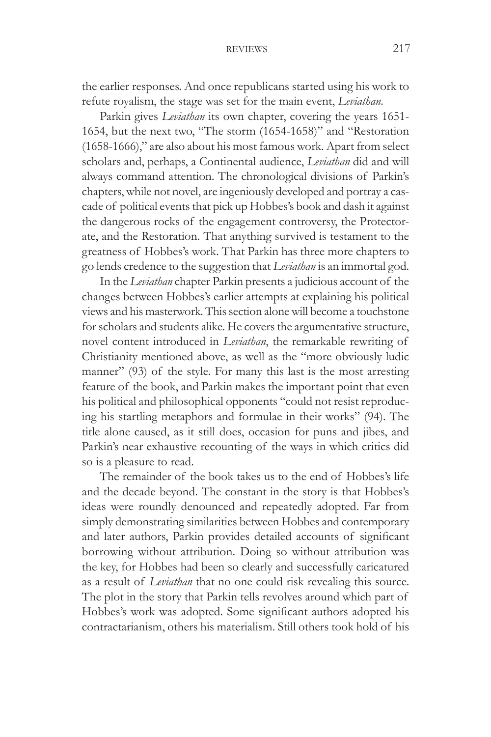the earlier responses. And once republicans started using his work to refute royalism, the stage was set for the main event, *Leviathan*.

Parkin gives *Leviathan* its own chapter, covering the years 1651-1654, but the next two, "The storm (1654-1658)" and "Restoration (1658-1666)," are also about his most famous work. Apart from select scholars and, perhaps, a Continental audience, *Leviathan* did and will always command attention. The chronological divisions of Parkin's chapters, while not novel, are ingeniously developed and portray a cascade of political events that pick up Hobbes's book and dash it against the dangerous rocks of the engagement controversy, the Protectorate, and the Restoration. That anything survived is testament to the greatness of Hobbes's work. That Parkin has three more chapters to go lends credence to the suggestion that *Leviathan* is an immortal god.

In the *Leviathan* chapter Parkin presents a judicious account of the changes between Hobbes's earlier attempts at explaining his political views and his masterwork. This section alone will become a touchstone for scholars and students alike. He covers the argumentative structure, novel content introduced in *Leviathan*, the remarkable rewriting of Christianity mentioned above, as well as the "more obviously ludic manner" (93) of the style. For many this last is the most arresting feature of the book, and Parkin makes the important point that even his political and philosophical opponents "could not resist reproducing his startling metaphors and formulae in their works" (94). The title alone caused, as it still does, occasion for puns and jibes, and Parkin's near exhaustive recounting of the ways in which critics did so is a pleasure to read.

The remainder of the book takes us to the end of Hobbes's life and the decade beyond. The constant in the story is that Hobbes's ideas were roundly denounced and repeatedly adopted. Far from simply demonstrating similarities between Hobbes and contemporary and later authors, Parkin provides detailed accounts of significant borrowing without attribution. Doing so without attribution was the key, for Hobbes had been so clearly and successfully caricatured as a result of *Leviathan* that no one could risk revealing this source. The plot in the story that Parkin tells revolves around which part of Hobbes's work was adopted. Some significant authors adopted his contractarianism, others his materialism. Still others took hold of his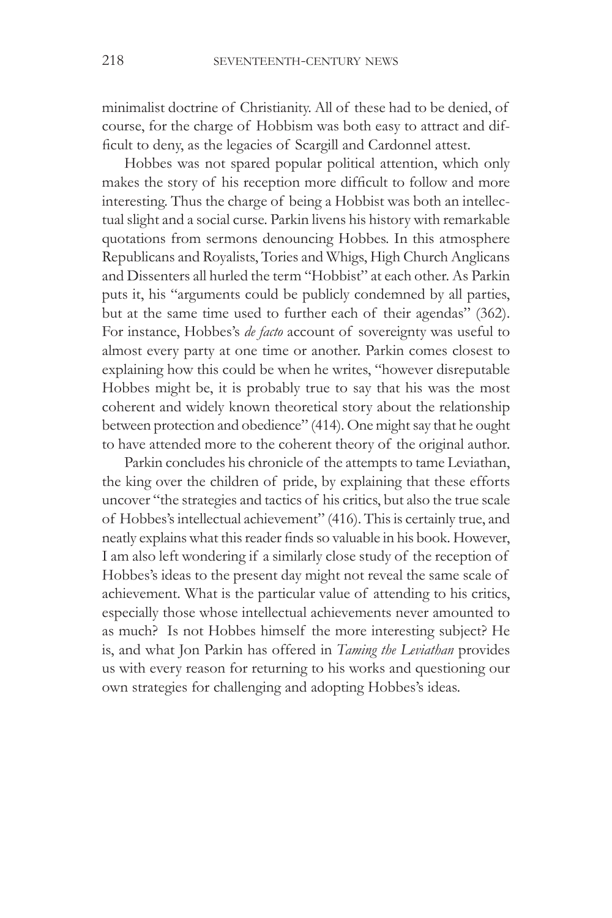minimalist doctrine of Christianity. All of these had to be denied, of course, for the charge of Hobbism was both easy to attract and difficult to deny, as the legacies of Scargill and Cardonnel attest.

Hobbes was not spared popular political attention, which only makes the story of his reception more difficult to follow and more interesting. Thus the charge of being a Hobbist was both an intellectual slight and a social curse. Parkin livens his history with remarkable quotations from sermons denouncing Hobbes. In this atmosphere Republicans and Royalists, Tories and Whigs, High Church Anglicans and Dissenters all hurled the term "Hobbist" at each other. As Parkin puts it, his "arguments could be publicly condemned by all parties, but at the same time used to further each of their agendas" (362). For instance, Hobbes's *de facto* account of sovereignty was useful to almost every party at one time or another. Parkin comes closest to explaining how this could be when he writes, "however disreputable Hobbes might be, it is probably true to say that his was the most coherent and widely known theoretical story about the relationship between protection and obedience" (414). One might say that he ought to have attended more to the coherent theory of the original author.

Parkin concludes his chronicle of the attempts to tame Leviathan, the king over the children of pride, by explaining that these efforts uncover "the strategies and tactics of his critics, but also the true scale of Hobbes's intellectual achievement" (416). This is certainly true, and neatly explains what this reader finds so valuable in his book. However, I am also left wondering if a similarly close study of the reception of Hobbes's ideas to the present day might not reveal the same scale of achievement. What is the particular value of attending to his critics, especially those whose intellectual achievements never amounted to as much? Is not Hobbes himself the more interesting subject? He is, and what Jon Parkin has offered in *Taming the Leviathan* provides us with every reason for returning to his works and questioning our own strategies for challenging and adopting Hobbes's ideas.